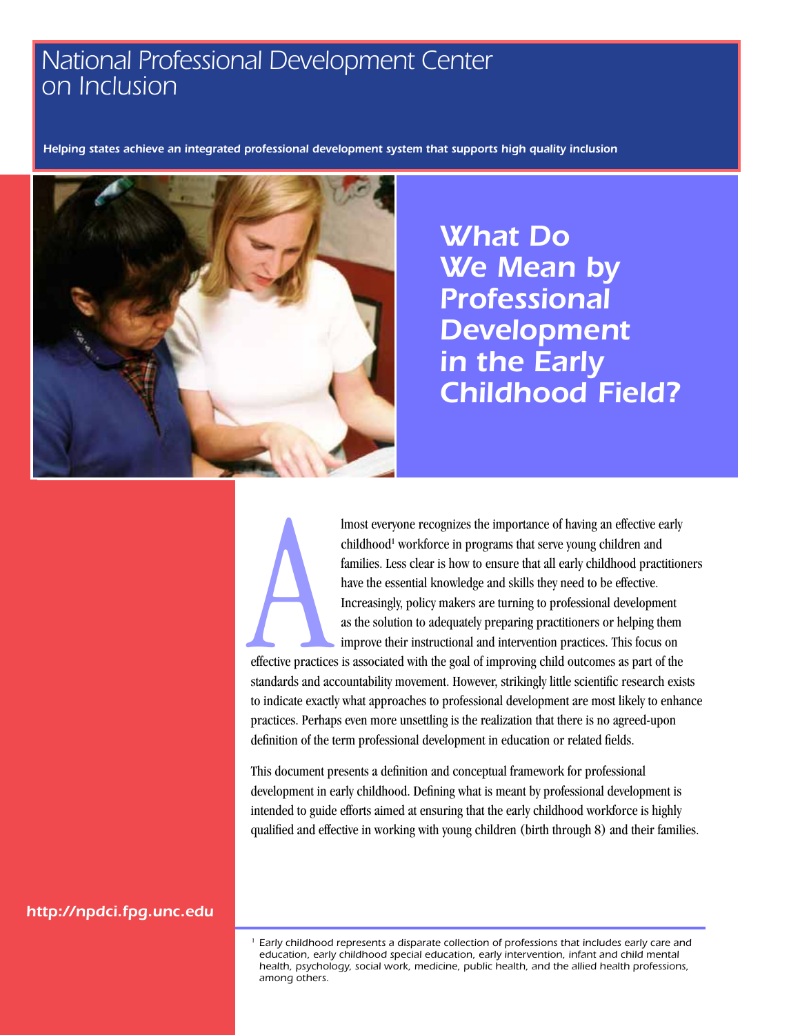National Professional Development Center on Inclusion

*Helping states achieve an integrated professional development system that supports high quality inclusion*

# What Do We Mean by Professional Development in the Early Childhood Field?

Almost everyone recognizes the importance of having an effective early childhood[1] workforce in programs that serve young children and families. Less clear is how to ensure that all early childhood practitioners have the essential knowledge and skills they need to be effective. Increasingly, policy makers are turning to professional development as the solution to adequately preparing practitioners or helping them improve their instructional and intervention practices. This focus on effective practices is associated with the goal of improving child outcomes as part of the standards and accountability movement. However, strikingly little scientific research exists to indicate exactly what approaches to professional development are most likely to enhance practices. Perhaps even more unsettling is the realization that there is no agreed-upon definition of the term professional development in education or related fields.

This document presents a definition and conceptual framework for professional development in early childhood. Defining what is meant by professional development is intended to guide efforts aimed at ensuring that the early childhood workforce is highly qualified and effective in working with young children (birth through 8) and their families.

http://npdci.fpg.unc.edu

[1] Early childhood represents a disparate collection of professions that includes early care and education, early childhood special education, early intervention, infant and child mental health, psychology, social work, medicine, public health, and the allied health professions, among others.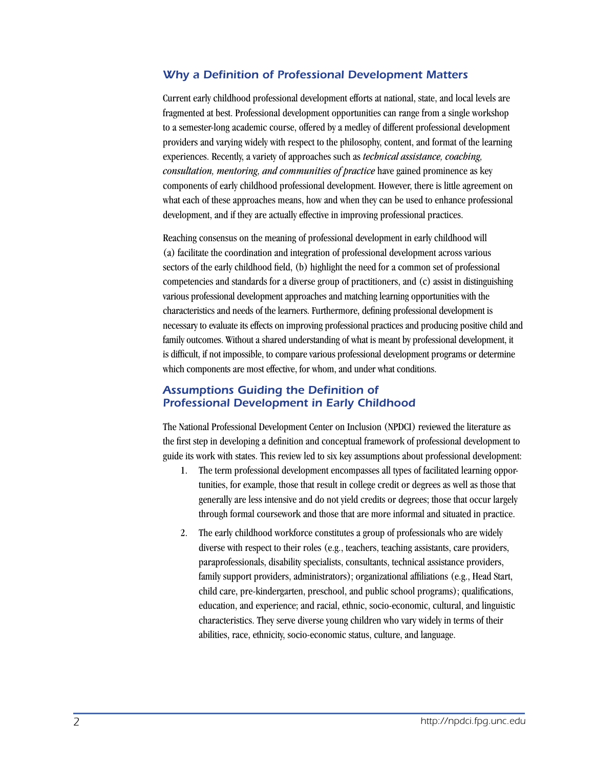## Why a Definition of Professional Development Matters

Current early childhood professional development efforts at national, state, and local levels are fragmented at best. Professional development opportunities can range from a single workshop to a semester-long academic course, offered by a medley of different professional development providers and varying widely with respect to the philosophy, content, and format of the learning experiences. Recently, a variety of approaches such as *technical assistance, coaching, consultation, mentoring, and communities of practice* have gained prominence as key components of early childhood professional development. However, there is little agreement on what each of these approaches means, how and when they can be used to enhance professional development, and if they are actually effective in improving professional practices.

Reaching consensus on the meaning of professional development in early childhood will (a) facilitate the coordination and integration of professional development across various sectors of the early childhood field, (b) highlight the need for a common set of professional competencies and standards for a diverse group of practitioners, and (c) assist in distinguishing various professional development approaches and matching learning opportunities with the characteristics and needs of the learners. Furthermore, defining professional development is necessary to evaluate its effects on improving professional practices and producing positive child and family outcomes. Without a shared understanding of what is meant by professional development, it is difficult, if not impossible, to compare various professional development programs or determine which components are most effective, for whom, and under what conditions.

## Assumptions Guiding the Definition of Professional Development in Early Childhood

The National Professional Development Center on Inclusion (NPDCI) reviewed the literature as the first step in developing a definition and conceptual framework of professional development to guide its work with states. This review led to six key assumptions about professional development:

1. The term professional development encompasses all types of facilitated learning opportunities, for example, those that result in college credit or degrees as well as those that generally are less intensive and do not yield credits or degrees; those that occur largely through formal coursework and those that are more informal and situated in practice.
2. The early childhood workforce constitutes a group of professionals who are widely diverse with respect to their roles (e.g., teachers, teaching assistants, care providers, paraprofessionals, disability specialists, consultants, technical assistance providers, family support providers, administrators); organizational affiliations (e.g., Head Start, child care, pre-kindergarten, preschool, and public school programs); qualifications, education, and experience; and racial, ethnic, socio-economic, cultural, and linguistic characteristics. They serve diverse young children who vary widely in terms of their abilities, race, ethnicity, socio-economic status, culture, and language.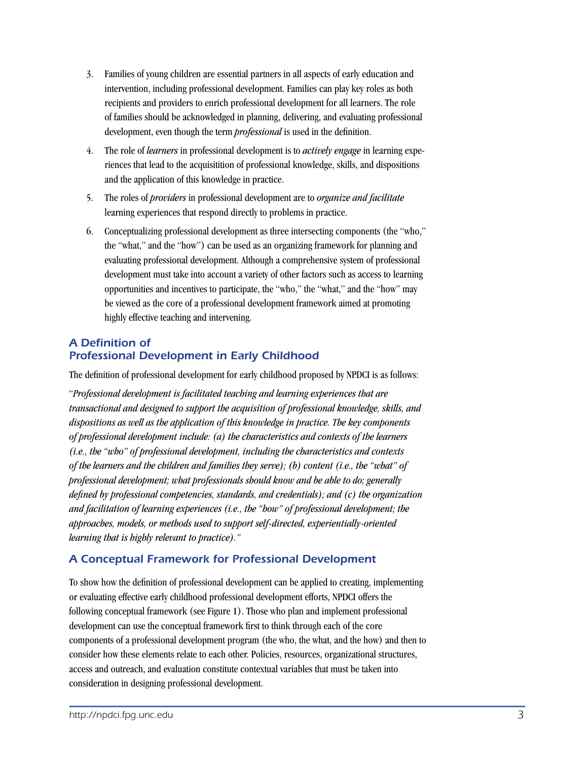3. Families of young children are essential partners in all aspects of early education and intervention, including professional development. Families can play key roles as both recipients and providers to enrich professional development for all learners. The role of families should be acknowledged in planning, delivering, and evaluating professional development, even though the term *professional* is used in the definition.

4. The role of *learners* in professional development is to *actively engage* in learning experiences that lead to the acquisitition of professional knowledge, skills, and dispositions and the application of this knowledge in practice.

5. The roles of *providers* in professional development are to *organize and facilitate* learning experiences that respond directly to problems in practice.

6. Conceptualizing professional development as three intersecting components (the "who," the "what," and the "how") can be used as an organizing framework for planning and evaluating professional development. Although a comprehensive system of professional development must take into account a variety of other factors such as access to learning opportunities and incentives to participate, the "who," the "what," and the "how" may be viewed as the core of a professional development framework aimed at promoting highly effective teaching and intervening.

## A Definition of Professional Development in Early Childhood

The definition of professional development for early childhood proposed by NPDCI is as follows:

"*Professional development is facilitated teaching and learning experiences that are transactional and designed to support the acquisition of professional knowledge, skills, and dispositions as well as the application of this knowledge in practice. The key components of professional development include: (a) the characteristics and contexts of the learners (i.e., the "who" of professional development, including the characteristics and contexts of the learners and the children and families they serve); (b) content (i.e., the "what" of professional development; what professionals should know and be able to do; generally defined by professional competencies, standards, and credentials); and (c) the organization and facilitation of learning experiences (i.e., the "how" of professional development; the approaches, models, or methods used to support self-directed, experientially-oriented learning that is highly relevant to practice)."*

## A Conceptual Framework for Professional Development

To show how the definition of professional development can be applied to creating, implementing or evaluating effective early childhood professional development efforts, NPDCI offers the following conceptual framework (see Figure 1). Those who plan and implement professional development can use the conceptual framework first to think through each of the core components of a professional development program (the who, the what, and the how) and then to consider how these elements relate to each other. Policies, resources, organizational structures, access and outreach, and evaluation constitute contextual variables that must be taken into consideration in designing professional development.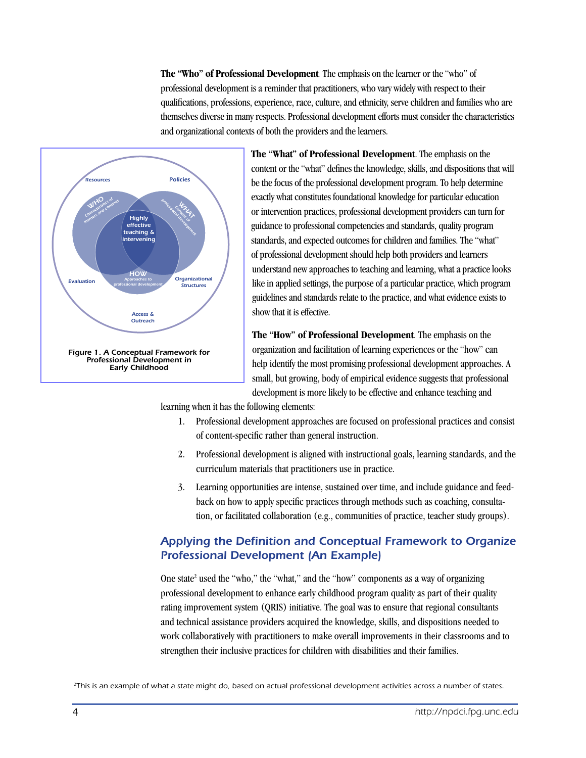**The "Who" of Professional Development**. The emphasis on the learner or the "who" of professional development is a reminder that practitioners, who vary widely with respect to their qualifications, professions, experience, race, culture, and ethnicity, serve children and families who are themselves diverse in many respects. Professional development efforts must consider the characteristics and organizational contexts of both the providers and the learners.

**Figure 1. A Conceptual Framework for Professional Development in Early Childhood**

**The "What" of Professional Development**. The emphasis on the content or the "what" defines the knowledge, skills, and dispositions that will be the focus of the professional development program. To help determine exactly what constitutes foundational knowledge for particular education or intervention practices, professional development providers can turn for guidance to professional competencies and standards, quality program standards, and expected outcomes for children and families. The "what" of professional development should help both providers and learners understand new approaches to teaching and learning, what a practice looks like in applied settings, the purpose of a particular practice, which program guidelines and standards relate to the practice, and what evidence exists to show that it is effective.

**The "How" of Professional Development**. The emphasis on the organization and facilitation of learning experiences or the "how" can help identify the most promising professional development approaches. A small, but growing, body of empirical evidence suggests that professional development is more likely to be effective and enhance teaching and learning when it has the following elements:

1. Professional development approaches are focused on professional practices and consist of content-specific rather than general instruction.
2. Professional development is aligned with instructional goals, learning standards, and the curriculum materials that practitioners use in practice.
3. Learning opportunities are intense, sustained over time, and include guidance and feedback on how to apply specific practices through methods such as coaching, consultation, or facilitated collaboration (e.g., communities of practice, teacher study groups).

## *Applying the Definition and Conceptual Framework to Organize Professional Development (An Example)*

One state[2] used the "who," the "what," and the "how" components as a way of organizing professional development to enhance early childhood program quality as part of their quality rating improvement system (QRIS) initiative. The goal was to ensure that regional consultants and technical assistance providers acquired the knowledge, skills, and dispositions needed to work collaboratively with practitioners to make overall improvements in their classrooms and to strengthen their inclusive practices for children with disabilities and their families.

[2] *This is an example of what a state might do, based on actual professional development activities across a number of states.*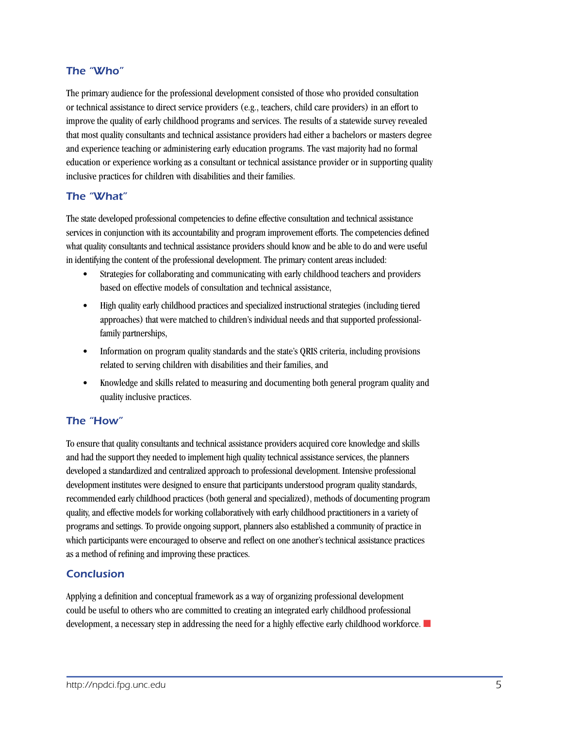### The "Who"

The primary audience for the professional development consisted of those who provided consultation or technical assistance to direct service providers (e.g., teachers, child care providers) in an effort to improve the quality of early childhood programs and services. The results of a statewide survey revealed that most quality consultants and technical assistance providers had either a bachelors or masters degree and experience teaching or administering early education programs. The vast majority had no formal education or experience working as a consultant or technical assistance provider or in supporting quality inclusive practices for children with disabilities and their families.

### The "What"

The state developed professional competencies to define effective consultation and technical assistance services in conjunction with its accountability and program improvement efforts. The competencies defined what quality consultants and technical assistance providers should know and be able to do and were useful in identifying the content of the professional development. The primary content areas included:

- Strategies for collaborating and communicating with early childhood teachers and providers based on effective models of consultation and technical assistance,
- High quality early childhood practices and specialized instructional strategies (including tiered approaches) that were matched to children's individual needs and that supported professional-family partnerships,
- Information on program quality standards and the state's QRIS criteria, including provisions related to serving children with disabilities and their families, and
- Knowledge and skills related to measuring and documenting both general program quality and quality inclusive practices.

### The "How"

To ensure that quality consultants and technical assistance providers acquired core knowledge and skills and had the support they needed to implement high quality technical assistance services, the planners developed a standardized and centralized approach to professional development. Intensive professional development institutes were designed to ensure that participants understood program quality standards, recommended early childhood practices (both general and specialized), methods of documenting program quality, and effective models for working collaboratively with early childhood practitioners in a variety of programs and settings. To provide ongoing support, planners also established a community of practice in which participants were encouraged to observe and reflect on one another's technical assistance practices as a method of refining and improving these practices.

### Conclusion

Applying a definition and conceptual framework as a way of organizing professional development could be useful to others who are committed to creating an integrated early childhood professional development, a necessary step in addressing the need for a highly effective early childhood workforce. ■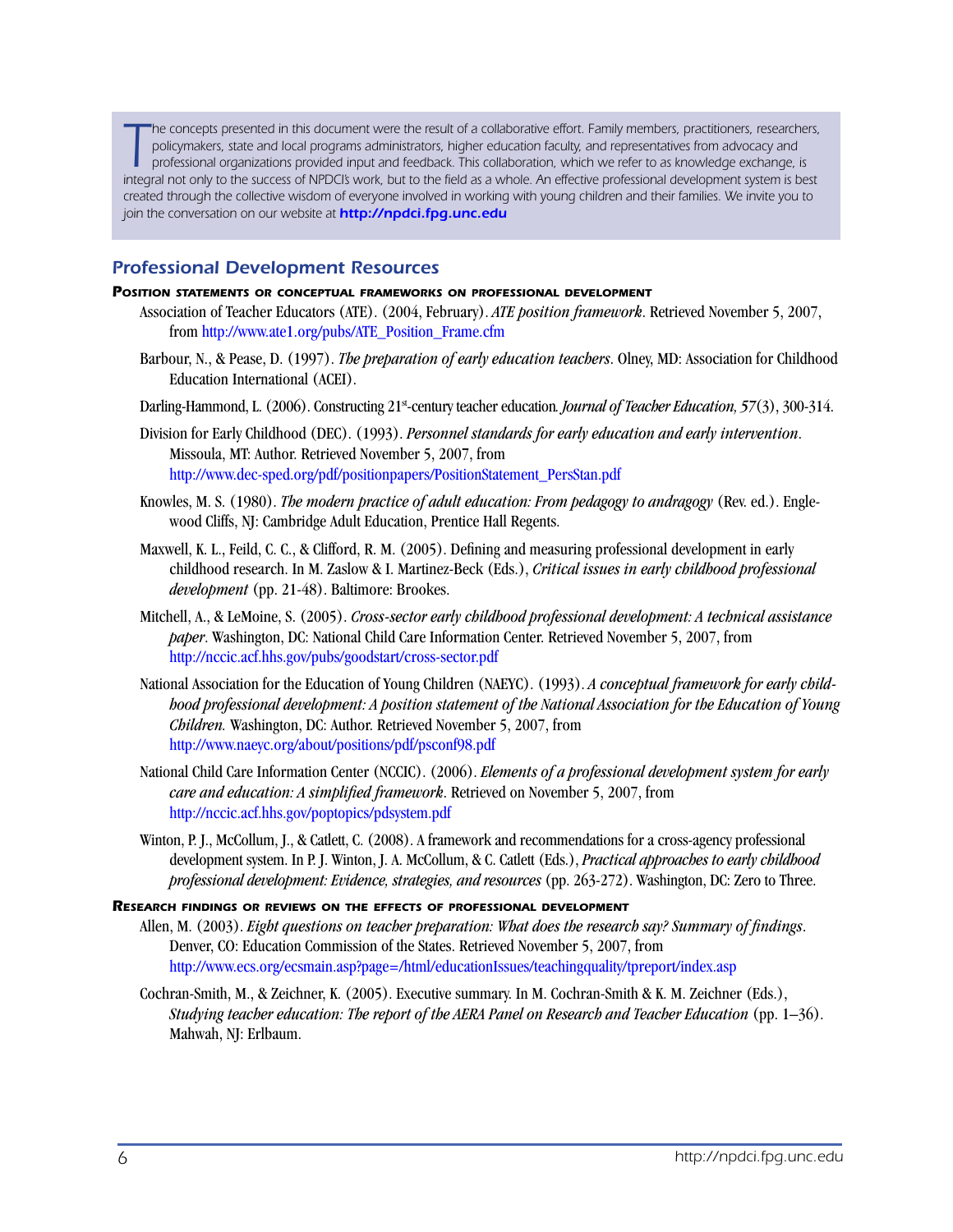The concepts presented in this document were the result of a collaborative effort. Family members, practitioners, researchers, policymakers, state and local programs administrators, higher education faculty, and representatives from advocacy and professional organizations provided input and feedback. This collaboration, which we refer to as knowledge exchange, is integral not only to the success of NPDCI's work, but to the field as a whole. An effective professional development system is best created through the collective wisdom of everyone involved in working with young children and their families. We invite you to join the conversation on our website at **http://npdci.fpg.unc.edu**

## Professional Development Resources

### Position statements or conceptual frameworks on professional development

Association of Teacher Educators (ATE). (2004, February). *ATE position framework*. Retrieved November 5, 2007, from http://www.ate1.org/pubs/ATE_Position_Frame.cfm

Barbour, N., & Pease, D. (1997). *The preparation of early education teachers*. Olney, MD: Association for Childhood Education International (ACEI).

Darling-Hammond, L. (2006). Constructing 21st-century teacher education. *Journal of Teacher Education, 57*(3), 300-314.

Division for Early Childhood (DEC). (1993). *Personnel standards for early education and early intervention*. Missoula, MT: Author. Retrieved November 5, 2007, from http://www.dec-sped.org/pdf/positionpapers/PositionStatement_PersStan.pdf

Knowles, M. S. (1980). *The modern practice of adult education: From pedagogy to andragogy* (Rev. ed.). Englewood Cliffs, NJ: Cambridge Adult Education, Prentice Hall Regents.

Maxwell, K. L., Feild, C. C., & Clifford, R. M. (2005). Defining and measuring professional development in early childhood research. In M. Zaslow & I. Martinez-Beck (Eds.), *Critical issues in early childhood professional development* (pp. 21-48). Baltimore: Brookes.

Mitchell, A., & LeMoine, S. (2005). *Cross-sector early childhood professional development: A technical assistance paper*. Washington, DC: National Child Care Information Center. Retrieved November 5, 2007, from http://nccic.acf.hhs.gov/pubs/goodstart/cross-sector.pdf

National Association for the Education of Young Children (NAEYC). (1993). *A conceptual framework for early childhood professional development: A position statement of the National Association for the Education of Young Children.* Washington, DC: Author. Retrieved November 5, 2007, from http://www.naeyc.org/about/positions/pdf/psconf98.pdf

National Child Care Information Center (NCCIC). (2006). *Elements of a professional development system for early care and education: A simplified framework*. Retrieved on November 5, 2007, from http://nccic.acf.hhs.gov/poptopics/pdsystem.pdf

Winton, P. J., McCollum, J., & Catlett, C. (2008). A framework and recommendations for a cross-agency professional development system. In P. J. Winton, J. A. McCollum, & C. Catlett (Eds.), *Practical approaches to early childhood professional development: Evidence, strategies, and resources* (pp. 263-272). Washington, DC: Zero to Three.

### Research findings or reviews on the effects of professional development

Allen, M. (2003). *Eight questions on teacher preparation: What does the research say? Summary of findings*. Denver, CO: Education Commission of the States. Retrieved November 5, 2007, from http://www.ecs.org/ecsmain.asp?page=/html/educationIssues/teachingquality/tpreport/index.asp

Cochran-Smith, M., & Zeichner, K. (2005). Executive summary. In M. Cochran-Smith & K. M. Zeichner (Eds.), *Studying teacher education: The report of the AERA Panel on Research and Teacher Education* (pp. 1–36). Mahwah, NJ: Erlbaum.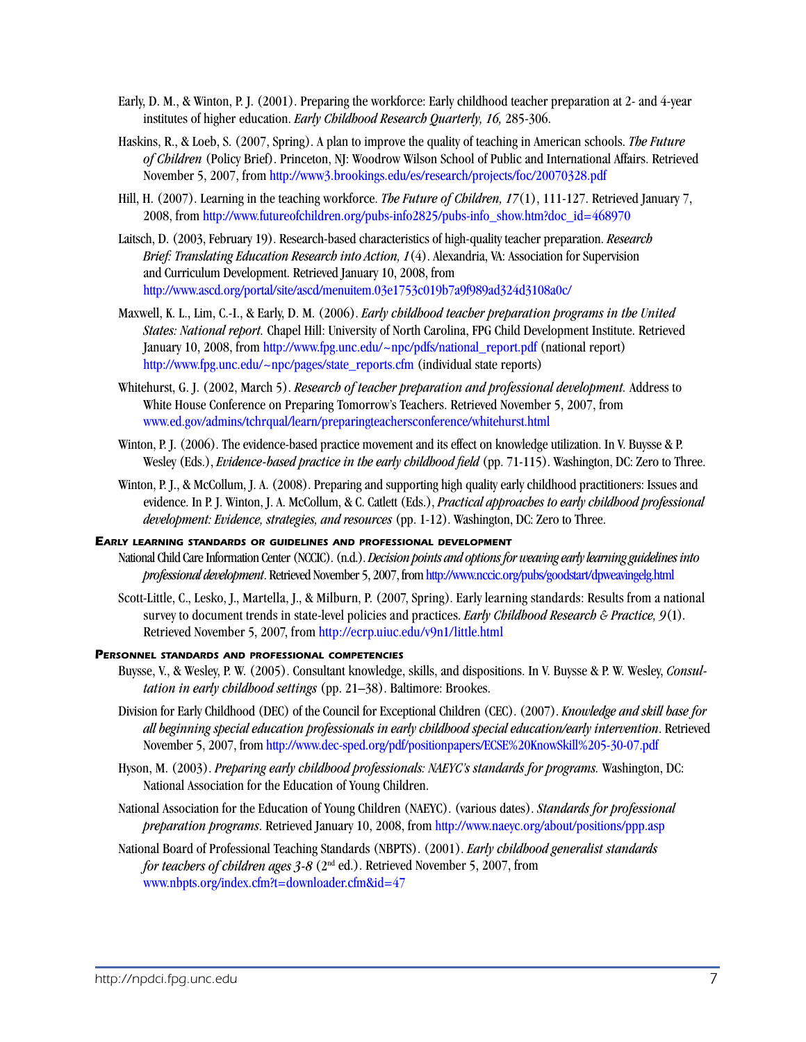Early, D. M., & Winton, P. J. (2001). Preparing the workforce: Early childhood teacher preparation at 2- and 4-year institutes of higher education. *Early Childhood Research Quarterly, 16,* 285-306.

Haskins, R., & Loeb, S. (2007, Spring). A plan to improve the quality of teaching in American schools. *The Future of Children* (Policy Brief). Princeton, NJ: Woodrow Wilson School of Public and International Affairs. Retrieved November 5, 2007, from http://www3.brookings.edu/es/research/projects/foc/20070328.pdf

Hill, H. (2007). Learning in the teaching workforce. *The Future of Children, 17*(1), 111-127. Retrieved January 7, 2008, from http://www.futureofchildren.org/pubs-info2825/pubs-info_show.htm?doc_id=468970

Laitsch, D. (2003, February 19). Research-based characteristics of high-quality teacher preparation. *Research Brief: Translating Education Research into Action, 1*(4). Alexandria, VA: Association for Supervision and Curriculum Development. Retrieved January 10, 2008, from http://www.ascd.org/portal/site/ascd/menuitem.03e1753c019b7a9f989ad324d3108a0c/

Maxwell, K. L., Lim, C.-I., & Early, D. M. (2006). *Early childhood teacher preparation programs in the United States: National report.* Chapel Hill: University of North Carolina, FPG Child Development Institute. Retrieved January 10, 2008, from http://www.fpg.unc.edu/~npc/pdfs/national_report.pdf (national report) http://www.fpg.unc.edu/~npc/pages/state_reports.cfm (individual state reports)

Whitehurst, G. J. (2002, March 5). *Research of teacher preparation and professional development.* Address to White House Conference on Preparing Tomorrow's Teachers. Retrieved November 5, 2007, from www.ed.gov/admins/tchrqual/learn/preparingteachersconference/whitehurst.html

Winton, P. J. (2006). The evidence-based practice movement and its effect on knowledge utilization. In V. Buysse & P. Wesley (Eds.), *Evidence-based practice in the early childhood field* (pp. 71-115). Washington, DC: Zero to Three.

Winton, P. J., & McCollum, J. A. (2008). Preparing and supporting high quality early childhood practitioners: Issues and evidence. In P. J. Winton, J. A. McCollum, & C. Catlett (Eds.), *Practical approaches to early childhood professional development: Evidence, strategies, and resources* (pp. 1-12). Washington, DC: Zero to Three.

### Early learning standards or guidelines and professional development

National Child Care Information Center (NCCIC). (n.d.). *Decision points and options for weaving early learning guidelines into professional development*. Retrieved November 5, 2007, from http://www.nccic.org/pubs/goodstart/dpweavingelg.html

Scott-Little, C., Lesko, J., Martella, J., & Milburn, P. (2007, Spring). Early learning standards: Results from a national survey to document trends in state-level policies and practices. *Early Childhood Research & Practice, 9*(1). Retrieved November 5, 2007, from http://ecrp.uiuc.edu/v9n1/little.html

### Personnel standards and professional competencies

Buysse, V., & Wesley, P. W. (2005). Consultant knowledge, skills, and dispositions. In V. Buysse & P. W. Wesley, *Consultation in early childhood settings* (pp. 21–38). Baltimore: Brookes.

Division for Early Childhood (DEC) of the Council for Exceptional Children (CEC). (2007). *Knowledge and skill base for all beginning special education professionals in early childhood special education/early intervention*. Retrieved November 5, 2007, from http://www.dec-sped.org/pdf/positionpapers/ECSE%20KnowSkill%205-30-07.pdf

Hyson, M. (2003). *Preparing early childhood professionals: NAEYC's standards for programs.* Washington, DC: National Association for the Education of Young Children.

National Association for the Education of Young Children (NAEYC). (various dates). *Standards for professional preparation programs*. Retrieved January 10, 2008, from http://www.naeyc.org/about/positions/ppp.asp

National Board of Professional Teaching Standards (NBPTS). (2001). *Early childhood generalist standards for teachers of children ages 3-8* (2nd ed.). Retrieved November 5, 2007, from www.nbpts.org/index.cfm?t=downloader.cfm&id=47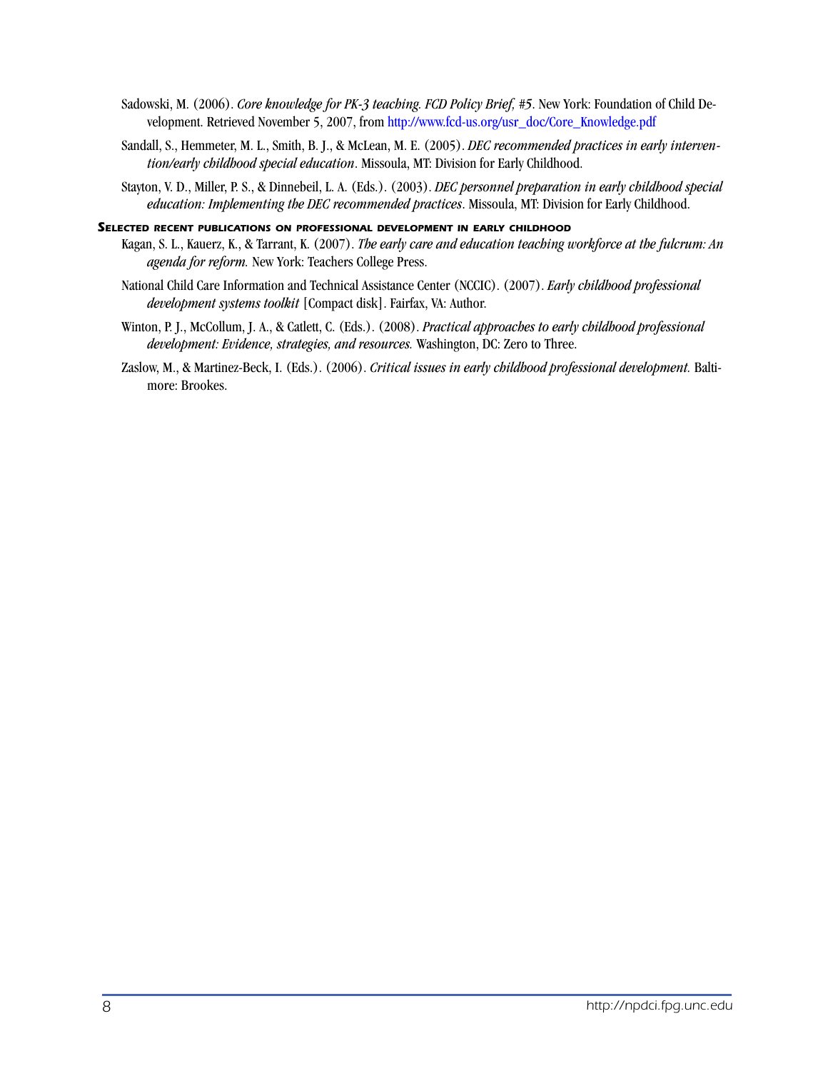Sadowski, M. (2006). *Core knowledge for PK-3 teaching. FCD Policy Brief, #5*. New York: Foundation of Child Development. Retrieved November 5, 2007, from http://www.fcd-us.org/usr_doc/Core_Knowledge.pdf

Sandall, S., Hemmeter, M. L., Smith, B. J., & McLean, M. E. (2005). *DEC recommended practices in early intervention/early childhood special education*. Missoula, MT: Division for Early Childhood.

Stayton, V. D., Miller, P. S., & Dinnebeil, L. A. (Eds.). (2003). *DEC personnel preparation in early childhood special education: Implementing the DEC recommended practices*. Missoula, MT: Division for Early Childhood.

### Selected recent publications on professional development in early childhood

Kagan, S. L., Kauerz, K., & Tarrant, K. (2007). *The early care and education teaching workforce at the fulcrum: An agenda for reform.* New York: Teachers College Press.

National Child Care Information and Technical Assistance Center (NCCIC). (2007). *Early childhood professional development systems toolkit* [Compact disk]. Fairfax, VA: Author.

Winton, P. J., McCollum, J. A., & Catlett, C. (Eds.). (2008). *Practical approaches to early childhood professional development: Evidence, strategies, and resources.* Washington, DC: Zero to Three.

Zaslow, M., & Martinez-Beck, I. (Eds.). (2006). *Critical issues in early childhood professional development.* Baltimore: Brookes.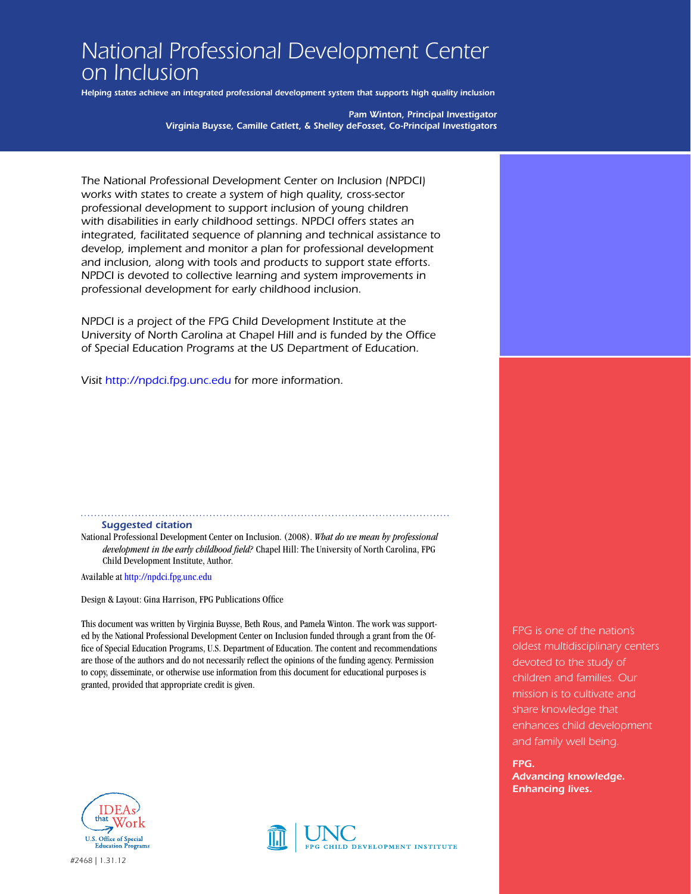# National Professional Development Center on Inclusion

***Helping states achieve an integrated professional development system that supports high quality inclusion***

*Pam Winton, Principal Investigator*
*Virginia Buysse, Camille Catlett, & Shelley deFosset, Co-Principal Investigators*

*The National Professional Development Center on Inclusion (NPDCI) works with states to create a system of high quality, cross-sector professional development to support inclusion of young children with disabilities in early childhood settings. NPDCI offers states an integrated, facilitated sequence of planning and technical assistance to develop, implement and monitor a plan for professional development and inclusion, along with tools and products to support state efforts. NPDCI is devoted to collective learning and system improvements in professional development for early childhood inclusion.*

*NPDCI is a project of the FPG Child Development Institute at the University of North Carolina at Chapel Hill and is funded by the Office of Special Education Programs at the US Department of Education.*

*Visit http://npdci.fpg.unc.edu for more information.*

**Suggested citation**

National Professional Development Center on Inclusion. (2008). *What do we mean by professional development in the early childhood field?* Chapel Hill: The University of North Carolina, FPG Child Development Institute, Author.

Available at http://npdci.fpg.unc.edu

Design & Layout: Gina Harrison, FPG Publications Office

This document was written by Virginia Buysse, Beth Rous, and Pamela Winton. The work was supported by the National Professional Development Center on Inclusion funded through a grant from the Office of Special Education Programs, U.S. Department of Education. The content and recommendations are those of the authors and do not necessarily reflect the opinions of the funding agency. Permission to copy, disseminate, or otherwise use information from this document for educational purposes is granted, provided that appropriate credit is given.

*FPG is one of the nation's oldest multidisciplinary centers devoted to the study of children and families. Our mission is to cultivate and share knowledge that enhances child development and family well being.*

***FPG. Advancing knowledge. Enhancing lives.***

IDEAs that Work
U.S. Office of Special Education Programs

UNC FPG CHILD DEVELOPMENT INSTITUTE

#2468 | 1.31.12